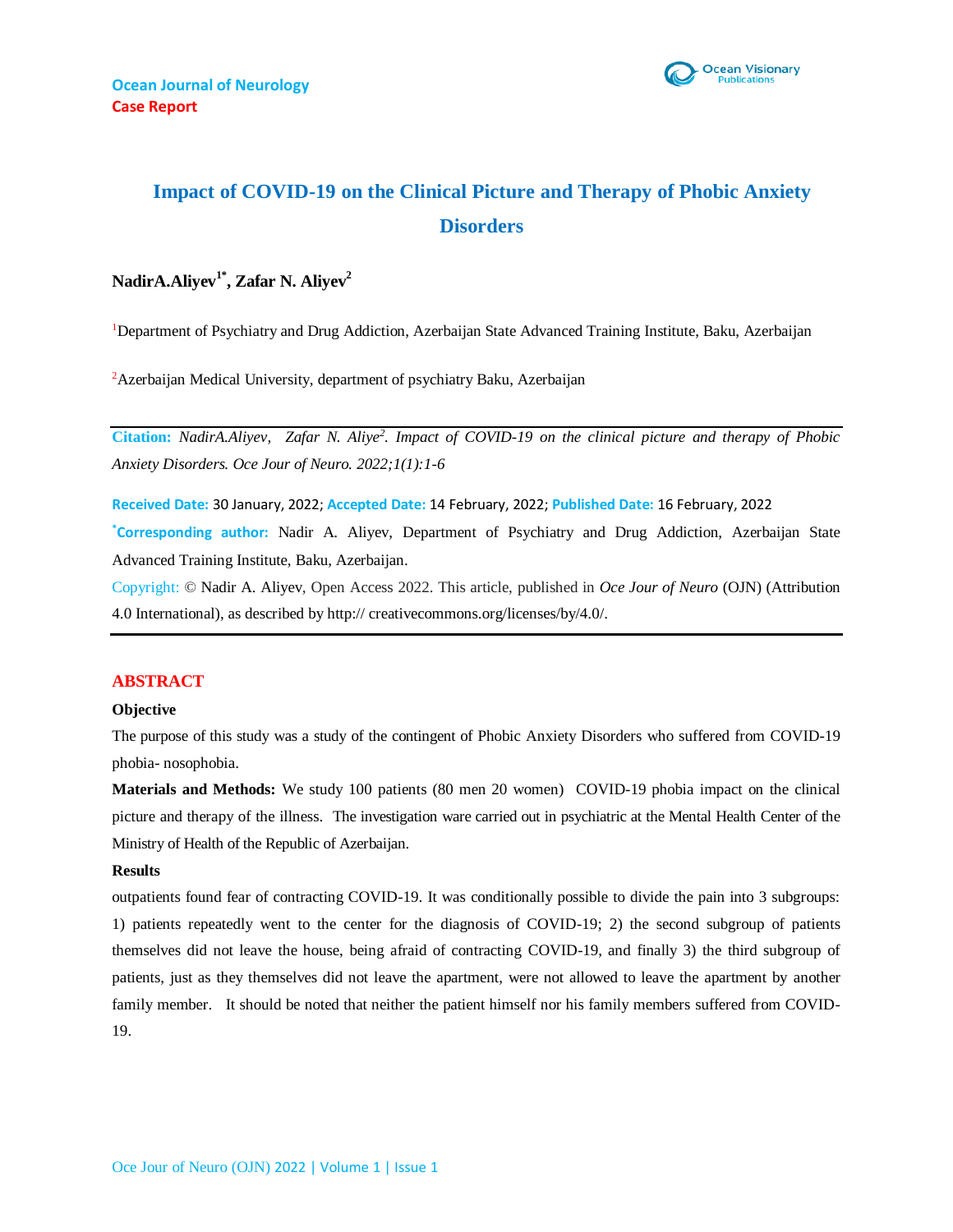Ocean Journal of Neurology

**Case Report**

# Impact of COVID-19 on the Clinical Picture and Therapy of Phobic Anxiety Disorders

**NadirA.Aliyev[1*], Zafar N. Aliyev[2]**

[1]Department of Psychiatry and Drug Addiction, Azerbaijan State Advanced Training Institute, Baku, Azerbaijan

[2]Azerbaijan Medical University, department of psychiatry Baku, Azerbaijan

**Citation:** *NadirA.Aliyev, Zafar N. Aliye[2]. Impact of COVID-19 on the clinical picture and therapy of Phobic Anxiety Disorders. Oce Jour of Neuro. 2022;1(1):1-6*

**Received Date:** 30 January, 2022; **Accepted Date:** 14 February, 2022; **Published Date:** 16 February, 2022

**[*]Corresponding author:** Nadir A. Aliyev, Department of Psychiatry and Drug Addiction, Azerbaijan State Advanced Training Institute, Baku, Azerbaijan.

Copyright: © Nadir A. Aliyev, Open Access 2022. This article, published in *Oce Jour of Neuro* (OJN) (Attribution 4.0 International), as described by http:// creativecommons.org/licenses/by/4.0/.

## ABSTRACT

**Objective**

The purpose of this study was a study of the contingent of Phobic Anxiety Disorders who suffered from COVID-19 phobia- nosophobia.

**Materials and Methods:** We study 100 patients (80 men 20 women) COVID-19 phobia impact on the clinical picture and therapy of the illness. The investigation ware carried out in psychiatric at the Mental Health Center of the Ministry of Health of the Republic of Azerbaijan.

**Results**

outpatients found fear of contracting COVID-19. It was conditionally possible to divide the pain into 3 subgroups: 1) patients repeatedly went to the center for the diagnosis of COVID-19; 2) the second subgroup of patients themselves did not leave the house, being afraid of contracting COVID-19, and finally 3) the third subgroup of patients, just as they themselves did not leave the apartment, were not allowed to leave the apartment by another family member. It should be noted that neither the patient himself nor his family members suffered from COVID-19.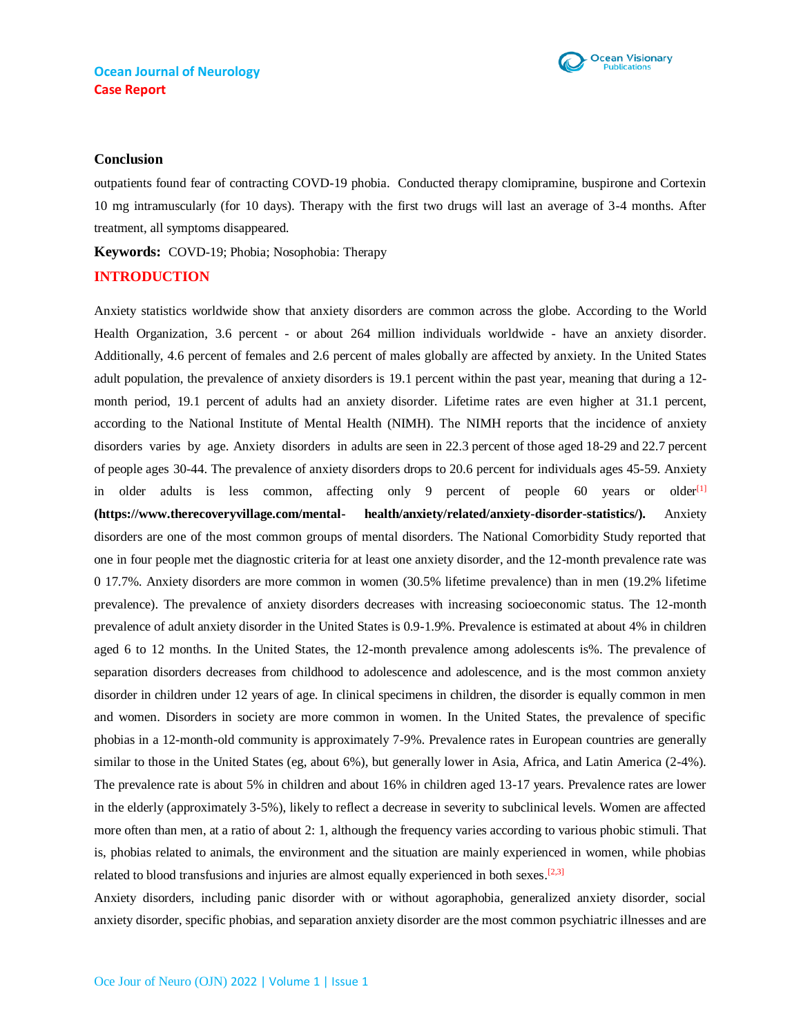### Conclusion

outpatients found fear of contracting COVD-19 phobia. Conducted therapy clomipramine, buspirone and Cortexin 10 mg intramuscularly (for 10 days). Therapy with the first two drugs will last an average of 3-4 months. After treatment, all symptoms disappeared.

**Keywords:** COVD-19; Phobia; Nosophobia: Therapy

## INTRODUCTION

Anxiety statistics worldwide show that anxiety disorders are common across the globe. According to the World Health Organization, 3.6 percent - or about 264 million individuals worldwide - have an anxiety disorder. Additionally, 4.6 percent of females and 2.6 percent of males globally are affected by anxiety. In the United States adult population, the prevalence of anxiety disorders is 19.1 percent within the past year, meaning that during a 12-month period, 19.1 percent of adults had an anxiety disorder. Lifetime rates are even higher at 31.1 percent, according to the National Institute of Mental Health (NIMH). The NIMH reports that the incidence of anxiety disorders varies by age. Anxiety disorders in adults are seen in 22.3 percent of those aged 18-29 and 22.7 percent of people ages 30-44. The prevalence of anxiety disorders drops to 20.6 percent for individuals ages 45-59. Anxiety in older adults is less common, affecting only 9 percent of people 60 years or older[1] **(https://www.therecoveryvillage.com/mental- health/anxiety/related/anxiety-disorder-statistics/).** Anxiety disorders are one of the most common groups of mental disorders. The National Comorbidity Study reported that one in four people met the diagnostic criteria for at least one anxiety disorder, and the 12-month prevalence rate was 0 17.7%. Anxiety disorders are more common in women (30.5% lifetime prevalence) than in men (19.2% lifetime prevalence). The prevalence of anxiety disorders decreases with increasing socioeconomic status. The 12-month prevalence of adult anxiety disorder in the United States is 0.9-1.9%. Prevalence is estimated at about 4% in children aged 6 to 12 months. In the United States, the 12-month prevalence among adolescents is%. The prevalence of separation disorders decreases from childhood to adolescence and adolescence, and is the most common anxiety disorder in children under 12 years of age. In clinical specimens in children, the disorder is equally common in men and women. Disorders in society are more common in women. In the United States, the prevalence of specific phobias in a 12-month-old community is approximately 7-9%. Prevalence rates in European countries are generally similar to those in the United States (eg, about 6%), but generally lower in Asia, Africa, and Latin America (2-4%). The prevalence rate is about 5% in children and about 16% in children aged 13-17 years. Prevalence rates are lower in the elderly (approximately 3-5%), likely to reflect a decrease in severity to subclinical levels. Women are affected more often than men, at a ratio of about 2: 1, although the frequency varies according to various phobic stimuli. That is, phobias related to animals, the environment and the situation are mainly experienced in women, while phobias related to blood transfusions and injuries are almost equally experienced in both sexes.[2,3]

Anxiety disorders, including panic disorder with or without agoraphobia, generalized anxiety disorder, social anxiety disorder, specific phobias, and separation anxiety disorder are the most common psychiatric illnesses and are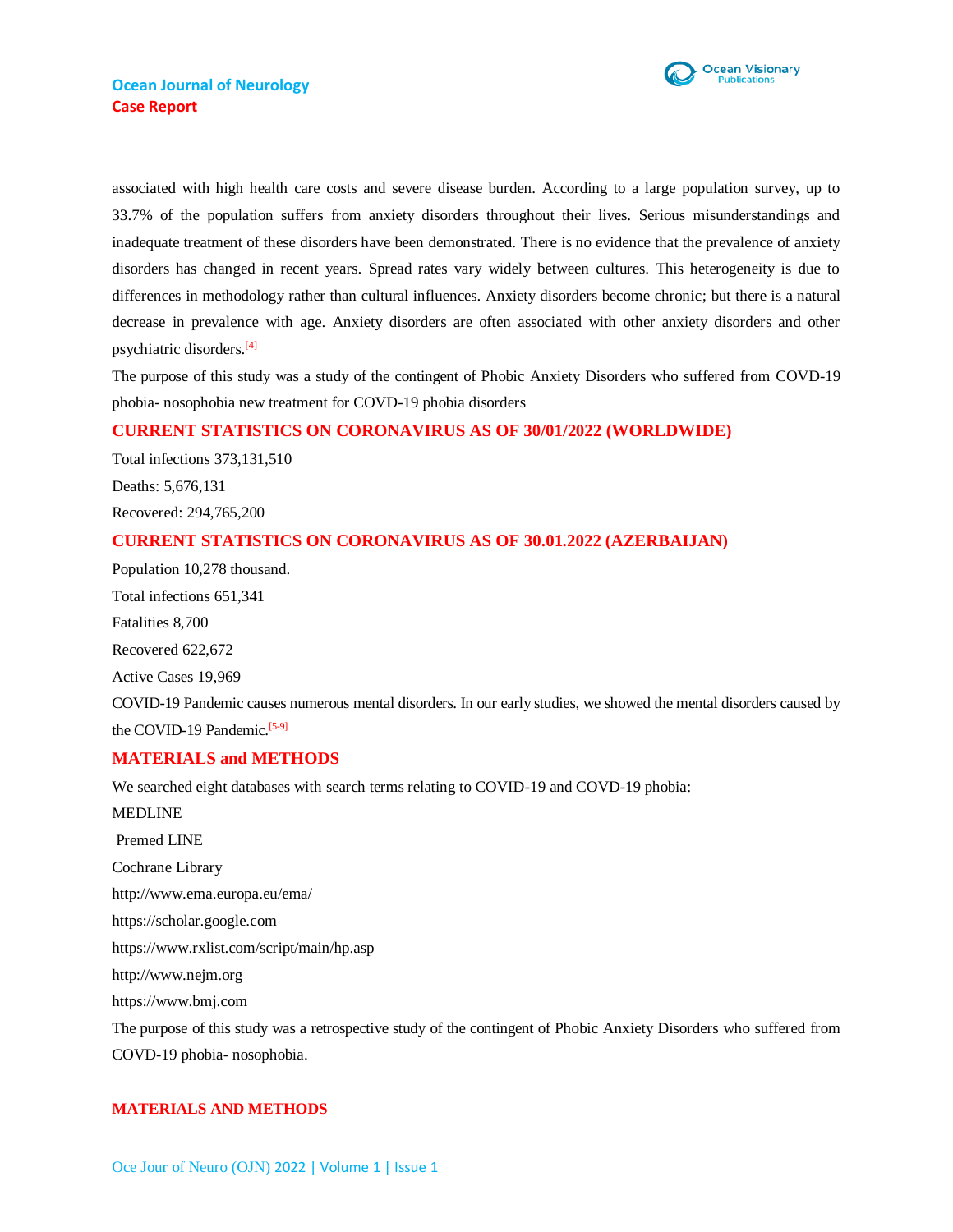associated with high health care costs and severe disease burden. According to a large population survey, up to 33.7% of the population suffers from anxiety disorders throughout their lives. Serious misunderstandings and inadequate treatment of these disorders have been demonstrated. There is no evidence that the prevalence of anxiety disorders has changed in recent years. Spread rates vary widely between cultures. This heterogeneity is due to differences in methodology rather than cultural influences. Anxiety disorders become chronic; but there is a natural decrease in prevalence with age. Anxiety disorders are often associated with other anxiety disorders and other psychiatric disorders.[4]

The purpose of this study was a study of the contingent of Phobic Anxiety Disorders who suffered from COVD-19 phobia- nosophobia new treatment for COVD-19 phobia disorders

## CURRENT STATISTICS ON CORONAVIRUS AS OF 30/01/2022 (WORLDWIDE)

Total infections 373,131,510

Deaths: 5,676,131

Recovered: 294,765,200

## CURRENT STATISTICS ON CORONAVIRUS AS OF 30.01.2022 (AZERBAIJAN)

Population 10,278 thousand.

Total infections 651,341

Fatalities 8,700

Recovered 622,672

Active Cases 19,969

COVID-19 Pandemic causes numerous mental disorders. In our early studies, we showed the mental disorders caused by the COVID-19 Pandemic.[5-9]

## MATERIALS and METHODS

We searched eight databases with search terms relating to COVID-19 and COVD-19 phobia:

MEDLINE

Premed LINE

Cochrane Library

http://www.ema.europa.eu/ema/

https://scholar.google.com

https://www.rxlist.com/script/main/hp.asp

http://www.nejm.org

https://www.bmj.com

The purpose of this study was a retrospective study of the contingent of Phobic Anxiety Disorders who suffered from COVD-19 phobia- nosophobia.

## MATERIALS AND METHODS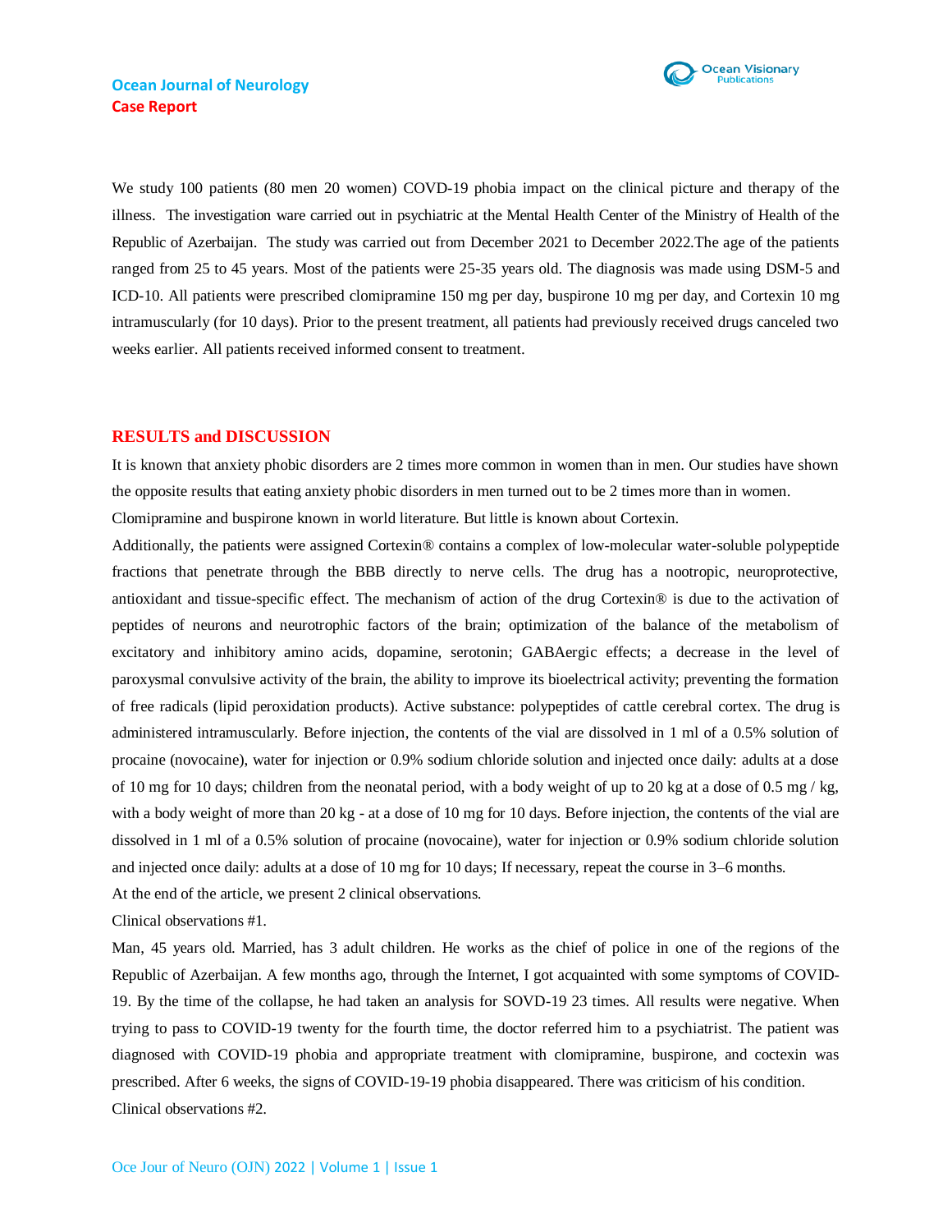We study 100 patients (80 men 20 women) COVID-19 phobia impact on the clinical picture and therapy of the illness. The investigation ware carried out in psychiatric at the Mental Health Center of the Ministry of Health of the Republic of Azerbaijan. The study was carried out from December 2021 to December 2022.The age of the patients ranged from 25 to 45 years. Most of the patients were 25-35 years old. The diagnosis was made using DSM-5 and ICD-10. All patients were prescribed clomipramine 150 mg per day, buspirone 10 mg per day, and Cortexin 10 mg intramuscularly (for 10 days). Prior to the present treatment, all patients had previously received drugs canceled two weeks earlier. All patients received informed consent to treatment.

## RESULTS and DISCUSSION

It is known that anxiety phobic disorders are 2 times more common in women than in men. Our studies have shown the opposite results that eating anxiety phobic disorders in men turned out to be 2 times more than in women.

Clomipramine and buspirone known in world literature. But little is known about Cortexin.

Additionally, the patients were assigned Cortexin® contains a complex of low-molecular water-soluble polypeptide fractions that penetrate through the BBB directly to nerve cells. The drug has a nootropic, neuroprotective, antioxidant and tissue-specific effect. The mechanism of action of the drug Cortexin® is due to the activation of peptides of neurons and neurotrophic factors of the brain; optimization of the balance of the metabolism of excitatory and inhibitory amino acids, dopamine, serotonin; GABAergic effects; a decrease in the level of paroxysmal convulsive activity of the brain, the ability to improve its bioelectrical activity; preventing the formation of free radicals (lipid peroxidation products). Active substance: polypeptides of cattle cerebral cortex. The drug is administered intramuscularly. Before injection, the contents of the vial are dissolved in 1 ml of a 0.5% solution of procaine (novocaine), water for injection or 0.9% sodium chloride solution and injected once daily: adults at a dose of 10 mg for 10 days; children from the neonatal period, with a body weight of up to 20 kg at a dose of 0.5 mg / kg, with a body weight of more than 20 kg - at a dose of 10 mg for 10 days. Before injection, the contents of the vial are dissolved in 1 ml of a 0.5% solution of procaine (novocaine), water for injection or 0.9% sodium chloride solution and injected once daily: adults at a dose of 10 mg for 10 days; If necessary, repeat the course in 3–6 months.

At the end of the article, we present 2 clinical observations.

Clinical observations #1.

Man, 45 years old. Married, has 3 adult children. He works as the chief of police in one of the regions of the Republic of Azerbaijan. A few months ago, through the Internet, I got acquainted with some symptoms of COVID-19. By the time of the collapse, he had taken an analysis for SOVD-19 23 times. All results were negative. When trying to pass to COVID-19 twenty for the fourth time, the doctor referred him to a psychiatrist. The patient was diagnosed with COVID-19 phobia and appropriate treatment with clomipramine, buspirone, and coctexin was prescribed. After 6 weeks, the signs of COVID-19-19 phobia disappeared. There was criticism of his condition.

Clinical observations #2.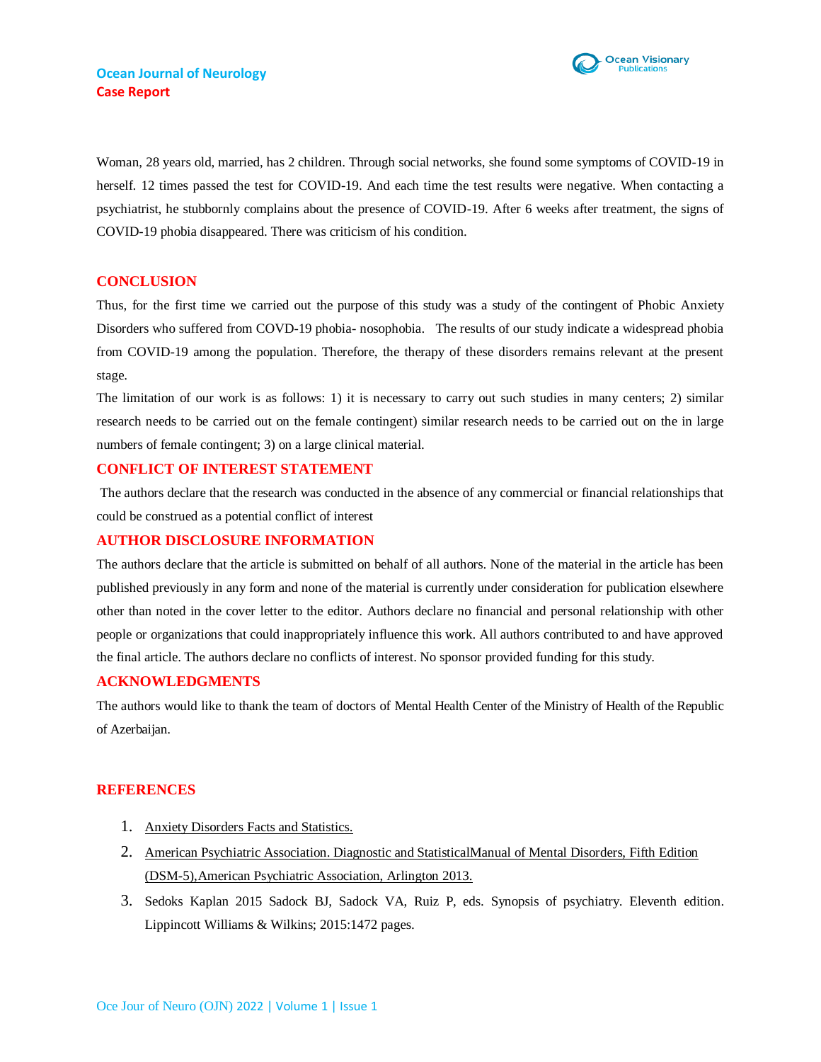Woman, 28 years old, married, has 2 children. Through social networks, she found some symptoms of COVID-19 in herself. 12 times passed the test for COVID-19. And each time the test results were negative. When contacting a psychiatrist, he stubbornly complains about the presence of COVID-19. After 6 weeks after treatment, the signs of COVID-19 phobia disappeared. There was criticism of his condition.

## CONCLUSION

Thus, for the first time we carried out the purpose of this study was a study of the contingent of Phobic Anxiety Disorders who suffered from COVD-19 phobia- nosophobia. The results of our study indicate a widespread phobia from COVID-19 among the population. Therefore, the therapy of these disorders remains relevant at the present stage.

The limitation of our work is as follows: 1) it is necessary to carry out such studies in many centers; 2) similar research needs to be carried out on the female contingent) similar research needs to be carried out on the in large numbers of female contingent; 3) on a large clinical material.

## CONFLICT OF INTEREST STATEMENT

The authors declare that the research was conducted in the absence of any commercial or financial relationships that could be construed as a potential conflict of interest

## AUTHOR DISCLOSURE INFORMATION

The authors declare that the article is submitted on behalf of all authors. None of the material in the article has been published previously in any form and none of the material is currently under consideration for publication elsewhere other than noted in the cover letter to the editor. Authors declare no financial and personal relationship with other people or organizations that could inappropriately influence this work. All authors contributed to and have approved the final article. The authors declare no conflicts of interest. No sponsor provided funding for this study.

## ACKNOWLEDGMENTS

The authors would like to thank the team of doctors of Mental Health Center of the Ministry of Health of the Republic of Azerbaijan.

## REFERENCES

1. Anxiety Disorders Facts and Statistics.
2. American Psychiatric Association. Diagnostic and StatisticalManual of Mental Disorders, Fifth Edition (DSM-5),American Psychiatric Association, Arlington 2013.
3. Sedoks Kaplan 2015 Sadock BJ, Sadock VA, Ruiz P, eds. Synopsis of psychiatry. Eleventh edition. Lippincott Williams & Wilkins; 2015:1472 pages.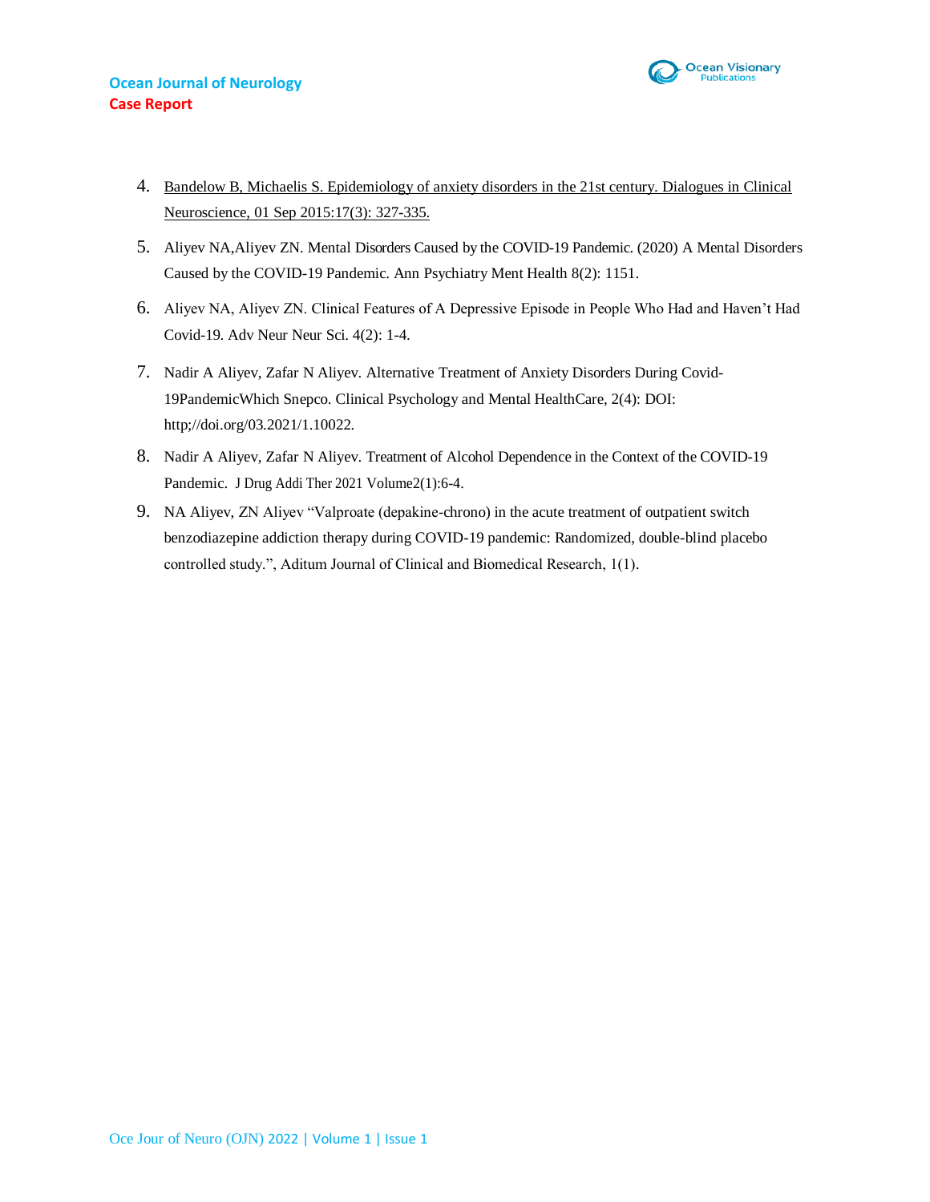4. Bandelow B, Michaelis S. Epidemiology of anxiety disorders in the 21st century. Dialogues in Clinical Neuroscience, 01 Sep 2015:17(3): 327-335.
5. Aliyev NA,Aliyev ZN. Mental Disorders Caused by the COVID-19 Pandemic. (2020) A Mental Disorders Caused by the COVID-19 Pandemic. Ann Psychiatry Ment Health 8(2): 1151.
6. Aliyev NA, Aliyev ZN. Clinical Features of A Depressive Episode in People Who Had and Haven't Had Covid-19. Adv Neur Neur Sci. 4(2): 1-4.
7. Nadir A Aliyev, Zafar N Aliyev. Alternative Treatment of Anxiety Disorders During Covid-19PandemicWhich Snepco. Clinical Psychology and Mental HealthCare, 2(4): DOI: http;//doi.org/03.2021/1.10022.
8. Nadir A Aliyev, Zafar N Aliyev. Treatment of Alcohol Dependence in the Context of the COVID-19 Pandemic. J Drug Addi Ther 2021 Volume2(1):6-4.
9. NA Aliyev, ZN Aliyev "Valproate (depakine-chrono) in the acute treatment of outpatient switch benzodiazepine addiction therapy during COVID-19 pandemic: Randomized, double-blind placebo controlled study.", Aditum Journal of Clinical and Biomedical Research, 1(1).